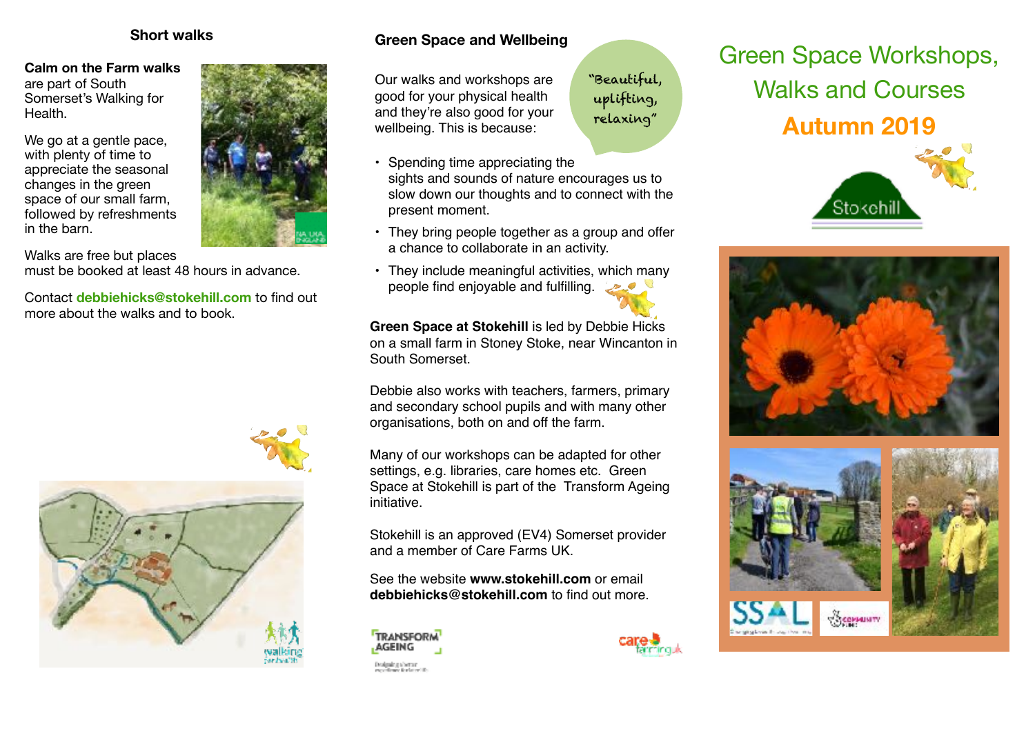## Short walks

**Calm on the Farm walks** are part of South Somerset's Walking for Health.

We go at a gentle pace, with plenty of time to appreciate the seasonal changes in the green space of our small farm, followed by refreshments in the barn.

Walks are free but places must be booked at least 48 hours in advance.

Contact **debbiehicks@stokehill.com** to find out more about the walks and to book.

## Green Space and Wellbeing

Our walks and workshops are good for your physical health and they're also good for your wellbeing. This is because:

"Beautiful, uplifting, relaxing"

- Spending time appreciating the sights and sounds of nature encourages us to slow down our thoughts and to connect with the present moment.
- They bring people together as a group and offer a chance to collaborate in an activity.
- They include meaningful activities, which many people find enjoyable and fulfilling.

**Green Space at Stokehill** is led by Debbie Hicks on a small farm in Stoney Stoke, near Wincanton in South Somerset.

Debbie also works with teachers, farmers, primary and secondary school pupils and with many other organisations, both on and off the farm.

Many of our workshops can be adapted for other settings, e.g. libraries, care homes etc. Green Space at Stokehill is part of the Transform Ageing initiative.

Stokehill is an approved (EV4) Somerset provider and a member of Care Farms UK.

See the website **www.stokehill.com** or email **debbiehicks@stokehill.com** to find out more.

# Green Space Workshops, Walks and Courses

## Autumn 2019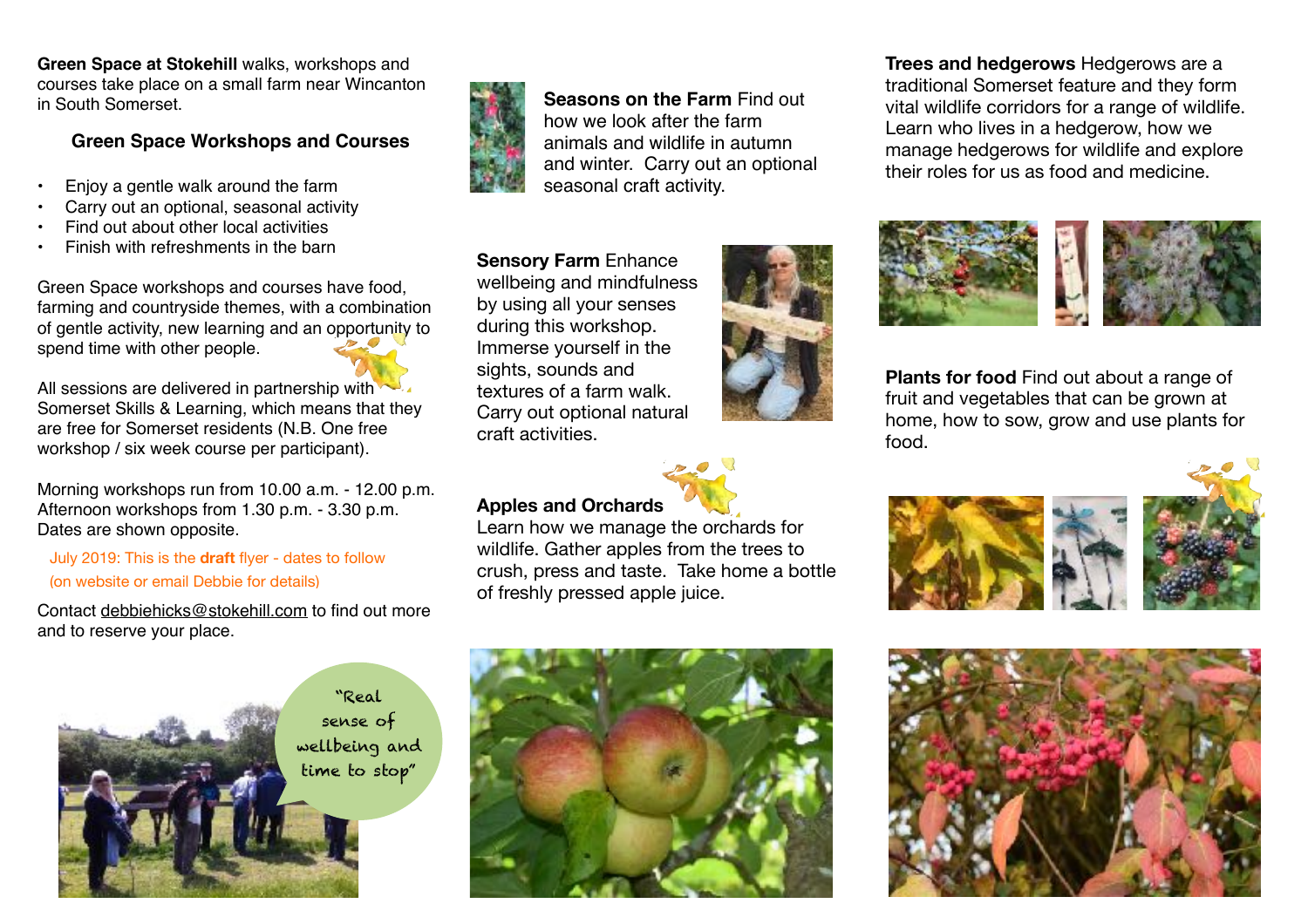**Green Space at Stokehill** walks, workshops and courses take place on a small farm near Wincanton in South Somerset.

## Green Space Workshops and Courses

- Enjoy a gentle walk around the farm
- Carry out an optional, seasonal activity
- Find out about other local activities
- Finish with refreshments in the barn

Green Space workshops and courses have food, farming and countryside themes, with a combination of gentle activity, new learning and an opportunity to spend time with other people.

All sessions are delivered in partnership with Somerset Skills & Learning, which means that they are free for Somerset residents (N.B. One free workshop / six week course per participant).

Morning workshops run from 10.00 a.m. - 12.00 p.m.
Afternoon workshops from 1.30 p.m. - 3.30 p.m.
Dates are shown opposite.

July 2019: This is the **draft** flyer - dates to follow (on website or email Debbie for details)

Contact debbiehicks@stokehill.com to find out more and to reserve your place.

"Real sense of wellbeing and time to stop"

**Seasons on the Farm** Find out how we look after the farm animals and wildlife in autumn and winter. Carry out an optional seasonal craft activity.

**Sensory Farm** Enhance wellbeing and mindfulness by using all your senses during this workshop. Immerse yourself in the sights, sounds and textures of a farm walk. Carry out optional natural craft activities.

**Apples and Orchards**
Learn how we manage the orchards for wildlife. Gather apples from the trees to crush, press and taste. Take home a bottle of freshly pressed apple juice.

**Trees and hedgerows** Hedgerows are a traditional Somerset feature and they form vital wildlife corridors for a range of wildlife. Learn who lives in a hedgerow, how we manage hedgerows for wildlife and explore their roles for us as food and medicine.

**Plants for food** Find out about a range of fruit and vegetables that can be grown at home, how to sow, grow and use plants for food.